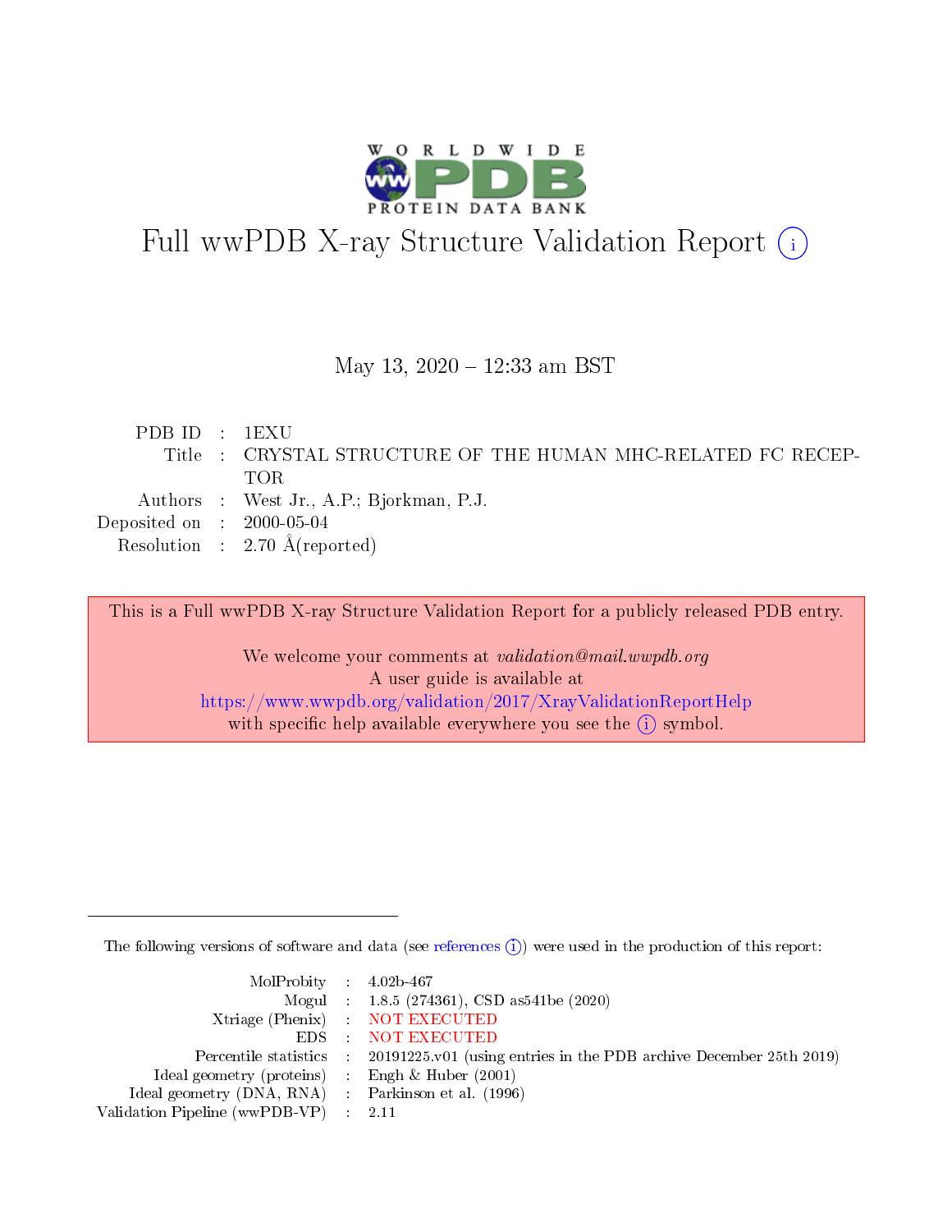# Full wwPDB X-ray Structure Validation Report (i)

May 13, 2020 – 12:33 am BST

| | | |
|---|---|---|
| PDB ID | : | 1EXU |
| Title | : | CRYSTAL STRUCTURE OF THE HUMAN MHC-RELATED FC RECEPTOR |
| Authors | : | West Jr., A.P.; Bjorkman, P.J. |
| Deposited on | : | 2000-05-04 |
| Resolution | : | 2.70 Å(reported) |

This is a Full wwPDB X-ray Structure Validation Report for a publicly released PDB entry.

We welcome your comments at *validation@mail.wwpdb.org*
A user guide is available at
https://www.wwpdb.org/validation/2017/XrayValidationReportHelp
with specific help available everywhere you see the (i) symbol.

---

The following versions of software and data (see references (i)) were used in the production of this report:

| | | |
|---|---|---|
| MolProbity | : | 4.02b-467 |
| Mogul | : | 1.8.5 (274361), CSD as541be (2020) |
| Xtriage (Phenix) | : | NOT EXECUTED |
| EDS | : | NOT EXECUTED |
| Percentile statistics | : | 20191225.v01 (using entries in the PDB archive December 25th 2019) |
| Ideal geometry (proteins) | : | Engh & Huber (2001) |
| Ideal geometry (DNA, RNA) | : | Parkinson et al. (1996) |
| Validation Pipeline (wwPDB-VP) | : | 2.11 |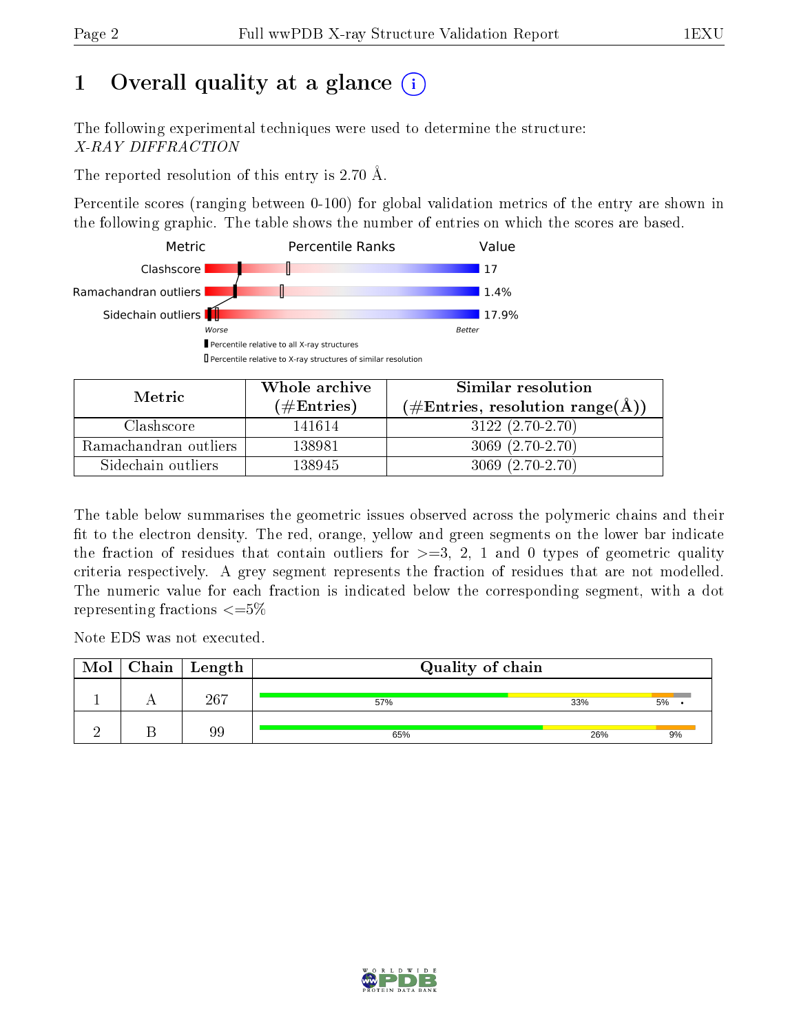# 1 Overall quality at a glance

The following experimental techniques were used to determine the structure:
*X-RAY DIFFRACTION*

The reported resolution of this entry is 2.70 Å.

Percentile scores (ranging between 0-100) for global validation metrics of the entry are shown in the following graphic. The table shows the number of entries on which the scores are based.

| Metric | Value |
|---|---|
| Clashscore | 17 |
| Ramachandran outliers | 1.4% |
| Sidechain outliers | 17.9% |

| Metric | Whole archive (#Entries) | Similar resolution (#Entries, resolution range(Å)) |
|---|---|---|
| Clashscore | 141614 | 3122 (2.70-2.70) |
| Ramachandran outliers | 138981 | 3069 (2.70-2.70) |
| Sidechain outliers | 138945 | 3069 (2.70-2.70) |

The table below summarises the geometric issues observed across the polymeric chains and their fit to the electron density. The red, orange, yellow and green segments on the lower bar indicate the fraction of residues that contain outliers for >=3, 2, 1 and 0 types of geometric quality criteria respectively. A grey segment represents the fraction of residues that are not modelled. The numeric value for each fraction is indicated below the corresponding segment, with a dot representing fractions <=5%

Note EDS was not executed.

| Mol | Chain | Length | Quality of chain |
|---|---|---|---|
| 1 | A | 267 | 57% / 33% / 5% / • |
| 2 | B | 99 | 65% / 26% / 9% |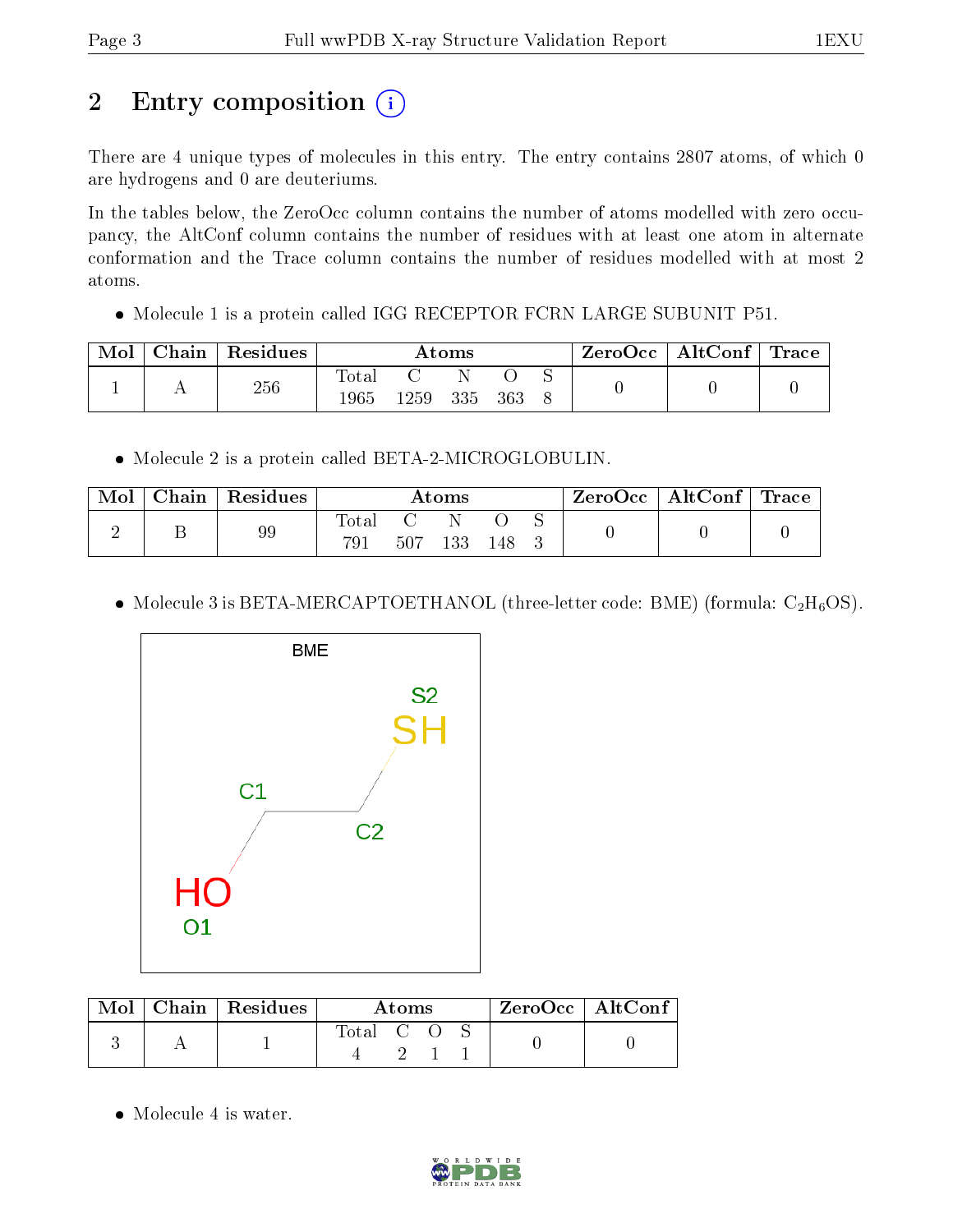# 2 Entry composition

There are 4 unique types of molecules in this entry. The entry contains 2807 atoms, of which 0 are hydrogens and 0 are deuteriums.

In the tables below, the ZeroOcc column contains the number of atoms modelled with zero occupancy, the AltConf column contains the number of residues with at least one atom in alternate conformation and the Trace column contains the number of residues modelled with at most 2 atoms.

- Molecule 1 is a protein called IGG RECEPTOR FCRN LARGE SUBUNIT P51.

| Mol | Chain | Residues | Atoms | | | | | ZeroOcc | AltConf | Trace |
|---|---|---|---|---|---|---|---|---|---|---|
| 1 | A | 256 | Total<br>1965 | C<br>1259 | N<br>335 | O<br>363 | S<br>8 | 0 | 0 | 0 |

- Molecule 2 is a protein called BETA-2-MICROGLOBULIN.

| Mol | Chain | Residues | Atoms | | | | | ZeroOcc | AltConf | Trace |
|---|---|---|---|---|---|---|---|---|---|---|
| 2 | B | 99 | Total<br>791 | C<br>507 | N<br>133 | O<br>148 | S<br>3 | 0 | 0 | 0 |

- Molecule 3 is BETA-MERCAPTOETHANOL (three-letter code: BME) (formula: $C_2H_6OS$).

| Mol | Chain | Residues | Atoms | | | | ZeroOcc | AltConf |
|---|---|---|---|---|---|---|---|---|
| 3 | A | 1 | Total<br>4 | C<br>2 | O<br>1 | S<br>1 | 0 | 0 |

- Molecule 4 is water.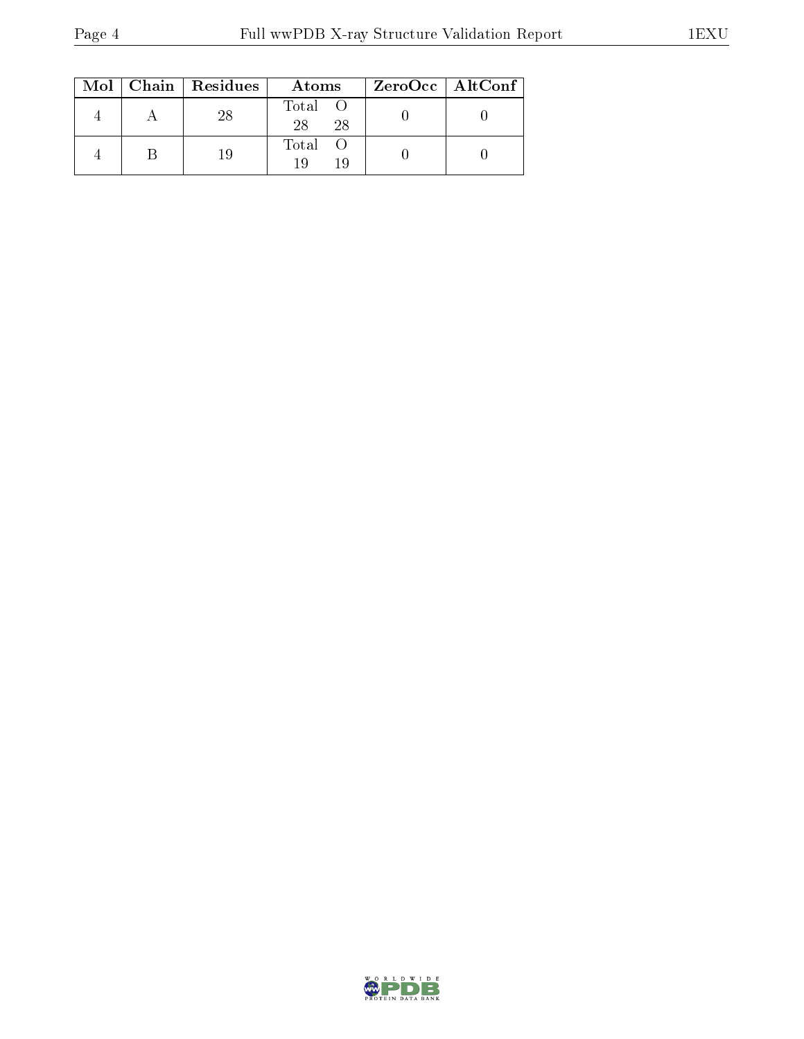| Mol | Chain | Residues | Atoms | | ZeroOcc | AltConf |
|---|---|---|---|---|---|---|
| 4 | A | 28 | Total 28 | O 28 | 0 | 0 |
| 4 | B | 19 | Total 19 | O 19 | 0 | 0 |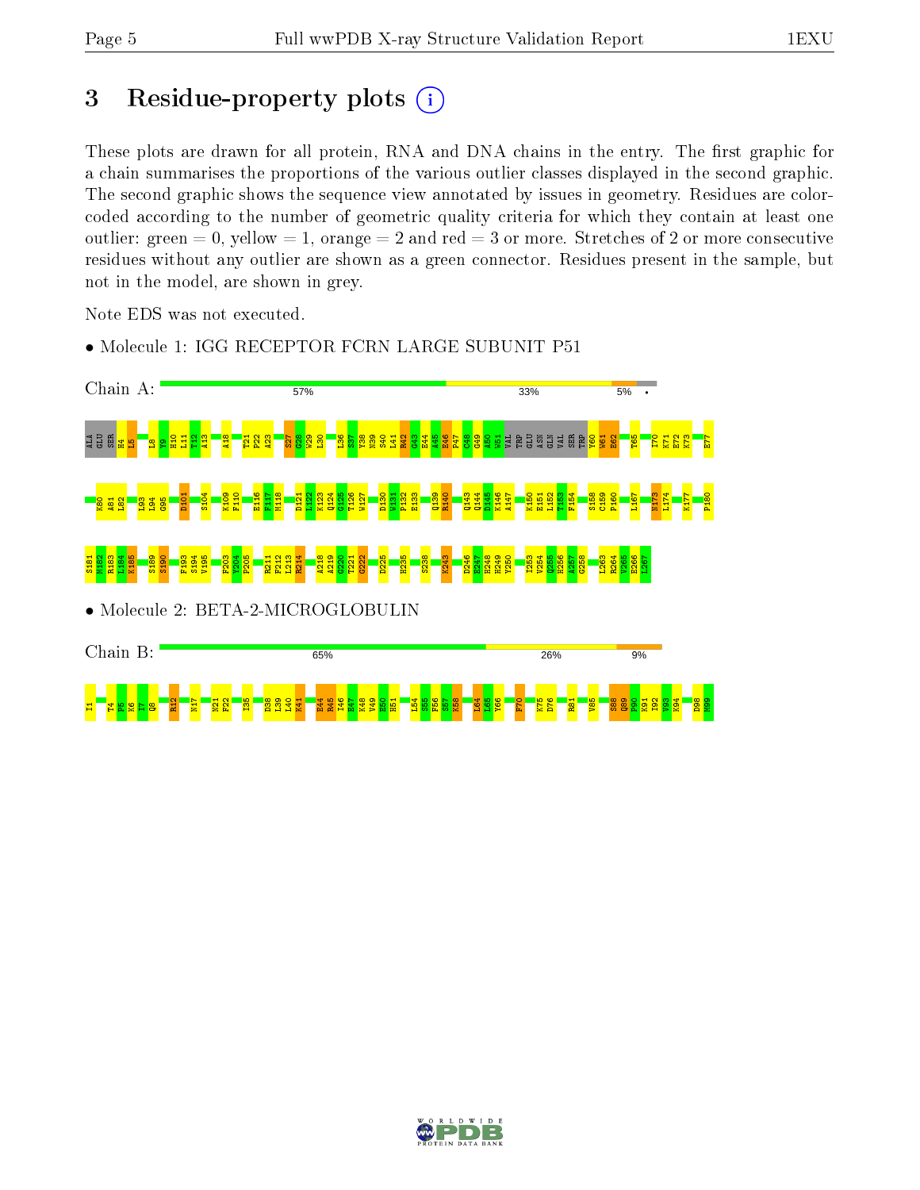# 3 Residue-property plots

These plots are drawn for all protein, RNA and DNA chains in the entry. The first graphic for a chain summarises the proportions of the various outlier classes displayed in the second graphic. The second graphic shows the sequence view annotated by issues in geometry. Residues are color-coded according to the number of geometric quality criteria for which they contain at least one outlier: green = 0, yellow = 1, orange = 2 and red = 3 or more. Stretches of 2 or more consecutive residues without any outlier are shown as a green connector. Residues present in the sample, but not in the model, are shown in grey.

Note EDS was not executed.

- Molecule 1: IGG RECEPTOR FCRN LARGE SUBUNIT P51

Chain A: 57% 33% 5% •

ALA GLU SER H4 L5 L8 Y9 H10 L11 T12 A13 A18 T21 P22 A23 S27 G28 W29 L30 L36 S37 Y38 N39 S40 L41 R42 G43 E44 A45 E46 P47 C48 G49 A50 W51 VAL TRP GLU ASN GLN VAL SER TRP Y60 W61 E62 T65 I70 K71 E72 K73 E77 K80 A81 L82 L93 L94 G95 D101 S104 K109 F110 E116 F117 M118 D121 L122 K123 Q124 G125 T126 W127 D130 W131 P132 E133 Q139 R140 Q143 Q144 D145 K146 A147 K150 E151 L152 T153 F154 S158 C159 P160 L167 N173 L174 K177 P180 S181 M182 R183 L184 K185 S189 S190 F193 S194 V195 F203 Y204 P205 R211 P212 L213 R214 A218 A219 G220 T221 G222 D225 H235 S238 K243 D246 E247 H248 H249 Y250 I253 V254 Q255 H256 A257 G258 L263 R264 V265 E266 L267

- Molecule 2: BETA-2-MICROGLOBULIN

Chain B: 65% 26% 9%

I1 T4 P5 K6 I7 Q8 R12 N17 N21 F22 I35 D38 L39 L40 K41 E44 R45 I46 E47 K48 V49 E50 H51 L54 S55 F56 S57 K58 L64 L65 Y66 F70 K75 D76 R81 V85 S88 Q89 P90 K91 I92 V93 K94 D98 M99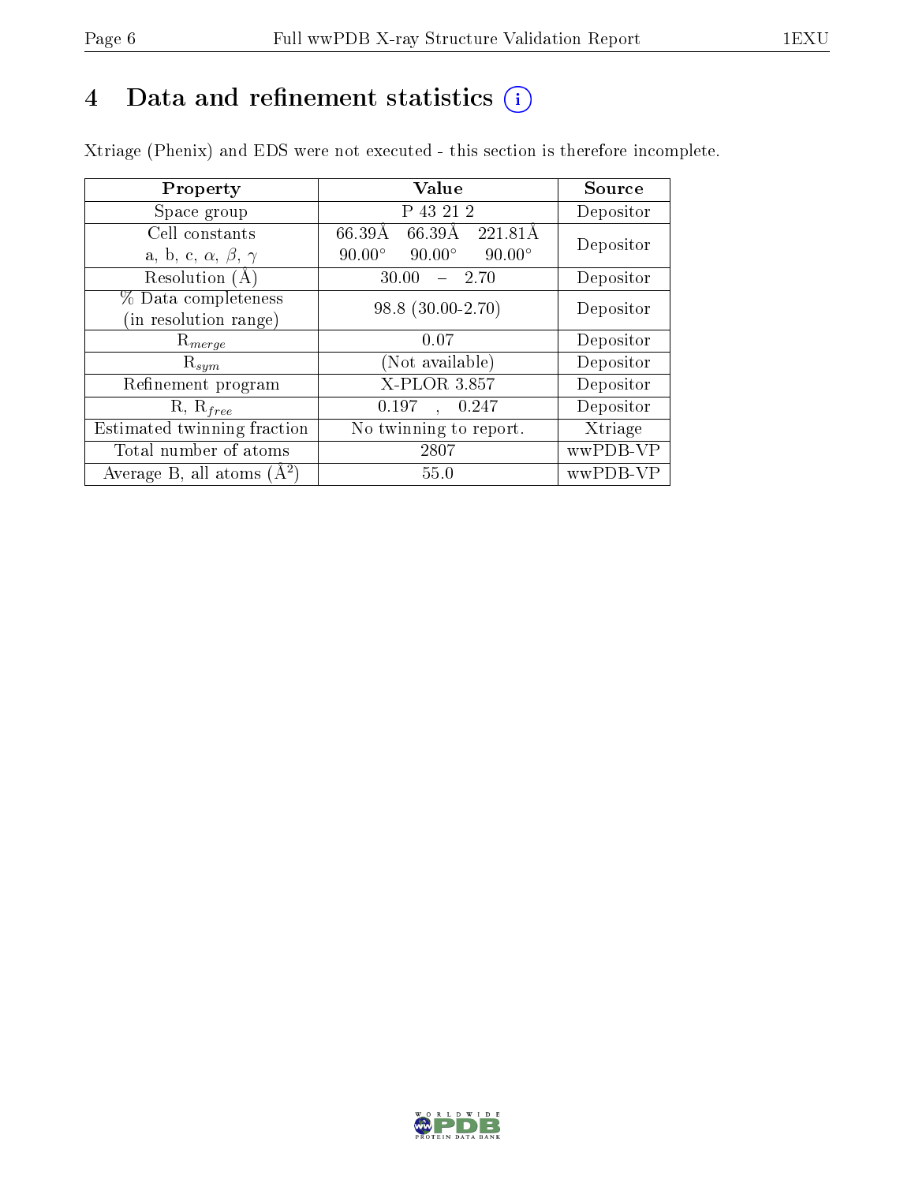# 4 Data and refinement statistics

Xtriage (Phenix) and EDS were not executed - this section is therefore incomplete.

| Property | Value | Source |
|---|---|---|
| Space group | P 43 21 2 | Depositor |
| Cell constants<br>a, b, c, $\alpha$, $\beta$, $\gamma$ | 66.39Å 66.39Å 221.81Å<br>90.00° 90.00° 90.00° | Depositor |
| Resolution (Å) | 30.00 – 2.70 | Depositor |
| % Data completeness<br>(in resolution range) | 98.8 (30.00-2.70) | Depositor |
| $R_{merge}$ | 0.07 | Depositor |
| $R_{sym}$ | (Not available) | Depositor |
| Refinement program | X-PLOR 3.857 | Depositor |
| R, $R_{free}$ | 0.197 , 0.247 | Depositor |
| Estimated twinning fraction | No twinning to report. | Xtriage |
| Total number of atoms | 2807 | wwPDB-VP |
| Average B, all atoms ($Å^2$) | 55.0 | wwPDB-VP |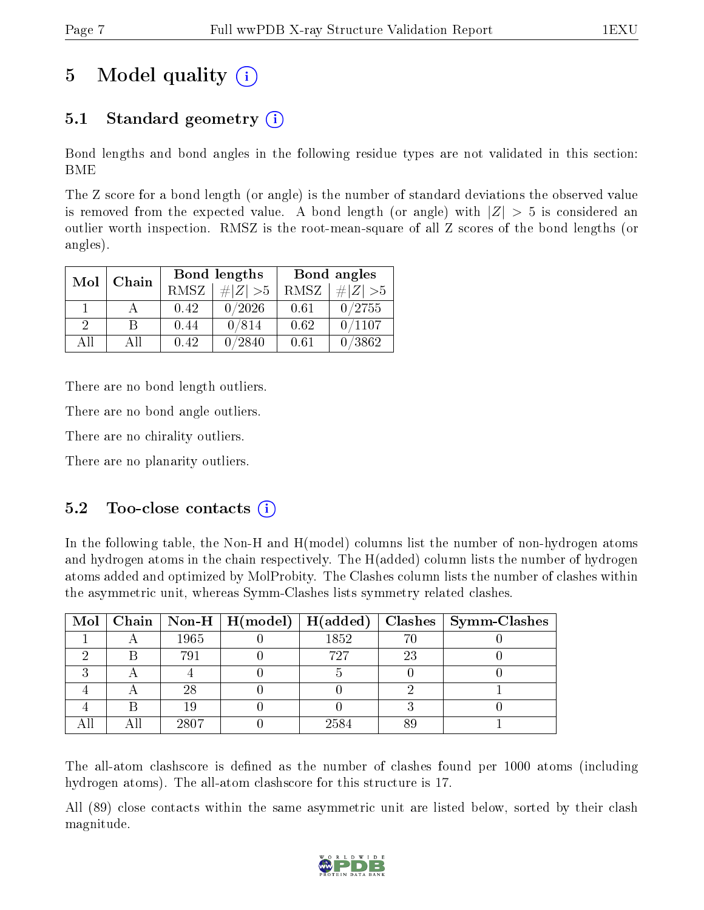# 5 Model quality (i)

## 5.1 Standard geometry (i)

Bond lengths and bond angles in the following residue types are not validated in this section: BME

The Z score for a bond length (or angle) is the number of standard deviations the observed value is removed from the expected value. A bond length (or angle) with $|Z| > 5$ is considered an outlier worth inspection. RMSZ is the root-mean-square of all Z scores of the bond lengths (or angles).

| Mol | Chain | Bond lengths | | Bond angles | |
|---|---|---|---|---|---|
| | | RMSZ | $\#|Z| > 5$ | RMSZ | $\#|Z| > 5$ |
| 1 | A | 0.42 | 0/2026 | 0.61 | 0/2755 |
| 2 | B | 0.44 | 0/814 | 0.62 | 0/1107 |
| All | All | 0.42 | 0/2840 | 0.61 | 0/3862 |

There are no bond length outliers.

There are no bond angle outliers.

There are no chirality outliers.

There are no planarity outliers.

## 5.2 Too-close contacts (i)

In the following table, the Non-H and H(model) columns list the number of non-hydrogen atoms and hydrogen atoms in the chain respectively. The H(added) column lists the number of hydrogen atoms added and optimized by MolProbity. The Clashes column lists the number of clashes within the asymmetric unit, whereas Symm-Clashes lists symmetry related clashes.

| Mol | Chain | Non-H | H(model) | H(added) | Clashes | Symm-Clashes |
|---|---|---|---|---|---|---|
| 1 | A | 1965 | 0 | 1852 | 70 | 0 |
| 2 | B | 791 | 0 | 727 | 23 | 0 |
| 3 | A | 4 | 0 | 5 | 0 | 0 |
| 4 | A | 28 | 0 | 0 | 2 | 1 |
| 4 | B | 19 | 0 | 0 | 3 | 0 |
| All | All | 2807 | 0 | 2584 | 89 | 1 |

The all-atom clashscore is defined as the number of clashes found per 1000 atoms (including hydrogen atoms). The all-atom clashscore for this structure is 17.

All (89) close contacts within the same asymmetric unit are listed below, sorted by their clash magnitude.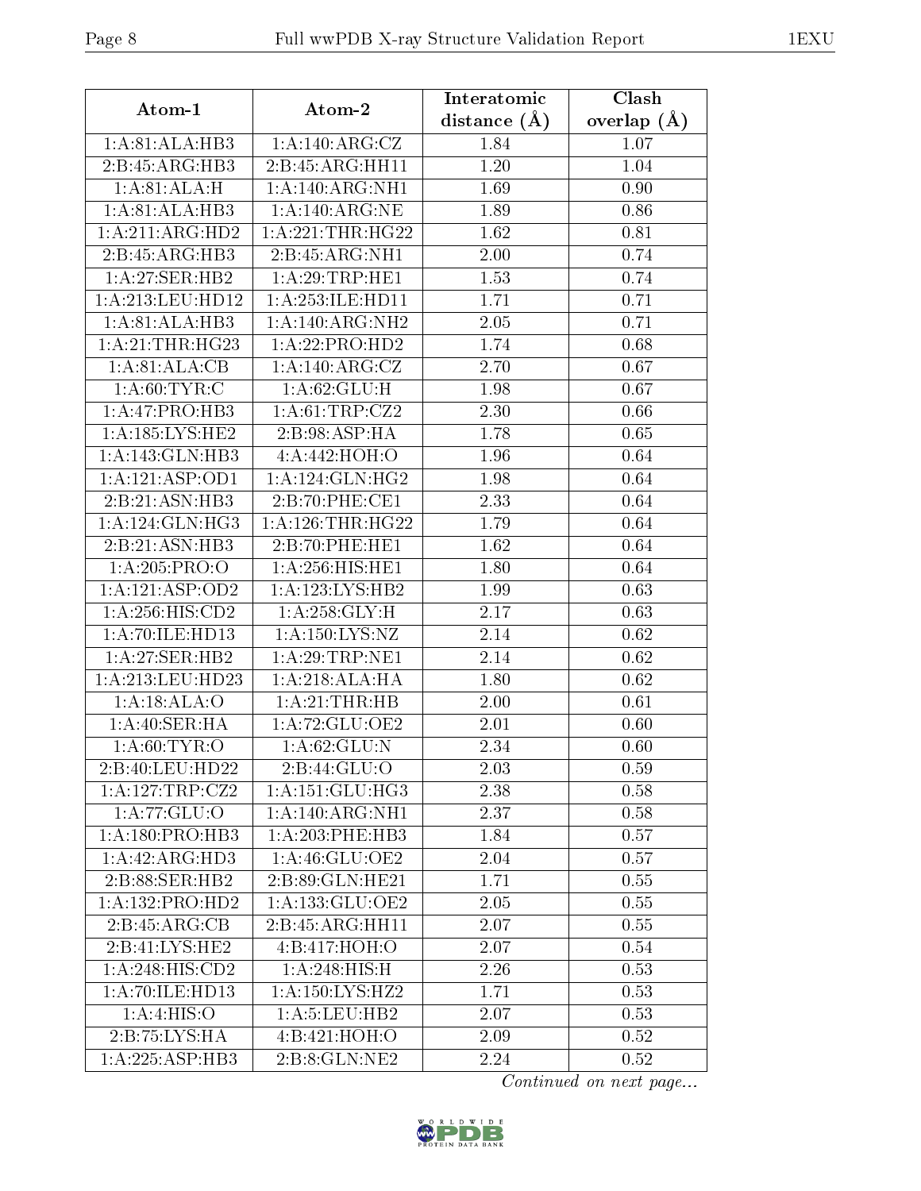| Atom-1 | Atom-2 | Interatomic distance (Å) | Clash overlap (Å) |
|---|---|---|---|
| 1:A:81:ALA:HB3 | 1:A:140:ARG:CZ | 1.84 | 1.07 |
| 2:B:45:ARG:HB3 | 2:B:45:ARG:HH11 | 1.20 | 1.04 |
| 1:A:81:ALA:H | 1:A:140:ARG:NH1 | 1.69 | 0.90 |
| 1:A:81:ALA:HB3 | 1:A:140:ARG:NE | 1.89 | 0.86 |
| 1:A:211:ARG:HD2 | 1:A:221:THR:HG22 | 1.62 | 0.81 |
| 2:B:45:ARG:HB3 | 2:B:45:ARG:NH1 | 2.00 | 0.74 |
| 1:A:27:SER:HB2 | 1:A:29:TRP:HE1 | 1.53 | 0.74 |
| 1:A:213:LEU:HD12 | 1:A:253:ILE:HD11 | 1.71 | 0.71 |
| 1:A:81:ALA:HB3 | 1:A:140:ARG:NH2 | 2.05 | 0.71 |
| 1:A:21:THR:HG23 | 1:A:22:PRO:HD2 | 1.74 | 0.68 |
| 1:A:81:ALA:CB | 1:A:140:ARG:CZ | 2.70 | 0.67 |
| 1:A:60:TYR:C | 1:A:62:GLU:H | 1.98 | 0.67 |
| 1:A:47:PRO:HB3 | 1:A:61:TRP:CZ2 | 2.30 | 0.66 |
| 1:A:185:LYS:HE2 | 2:B:98:ASP:HA | 1.78 | 0.65 |
| 1:A:143:GLN:HB3 | 4:A:442:HOH:O | 1.96 | 0.64 |
| 1:A:121:ASP:OD1 | 1:A:124:GLN:HG2 | 1.98 | 0.64 |
| 2:B:21:ASN:HB3 | 2:B:70:PHE:CE1 | 2.33 | 0.64 |
| 1:A:124:GLN:HG3 | 1:A:126:THR:HG22 | 1.79 | 0.64 |
| 2:B:21:ASN:HB3 | 2:B:70:PHE:HE1 | 1.62 | 0.64 |
| 1:A:205:PRO:O | 1:A:256:HIS:HE1 | 1.80 | 0.64 |
| 1:A:121:ASP:OD2 | 1:A:123:LYS:HB2 | 1.99 | 0.63 |
| 1:A:256:HIS:CD2 | 1:A:258:GLY:H | 2.17 | 0.63 |
| 1:A:70:ILE:HD13 | 1:A:150:LYS:NZ | 2.14 | 0.62 |
| 1:A:27:SER:HB2 | 1:A:29:TRP:NE1 | 2.14 | 0.62 |
| 1:A:213:LEU:HD23 | 1:A:218:ALA:HA | 1.80 | 0.62 |
| 1:A:18:ALA:O | 1:A:21:THR:HB | 2.00 | 0.61 |
| 1:A:40:SER:HA | 1:A:72:GLU:OE2 | 2.01 | 0.60 |
| 1:A:60:TYR:O | 1:A:62:GLU:N | 2.34 | 0.60 |
| 2:B:40:LEU:HD22 | 2:B:44:GLU:O | 2.03 | 0.59 |
| 1:A:127:TRP:CZ2 | 1:A:151:GLU:HG3 | 2.38 | 0.58 |
| 1:A:77:GLU:O | 1:A:140:ARG:NH1 | 2.37 | 0.58 |
| 1:A:180:PRO:HB3 | 1:A:203:PHE:HB3 | 1.84 | 0.57 |
| 1:A:42:ARG:HD3 | 1:A:46:GLU:OE2 | 2.04 | 0.57 |
| 2:B:88:SER:HB2 | 2:B:89:GLN:HE21 | 1.71 | 0.55 |
| 1:A:132:PRO:HD2 | 1:A:133:GLU:OE2 | 2.05 | 0.55 |
| 2:B:45:ARG:CB | 2:B:45:ARG:HH11 | 2.07 | 0.55 |
| 2:B:41:LYS:HE2 | 4:B:417:HOH:O | 2.07 | 0.54 |
| 1:A:248:HIS:CD2 | 1:A:248:HIS:H | 2.26 | 0.53 |
| 1:A:70:ILE:HD13 | 1:A:150:LYS:HZ2 | 1.71 | 0.53 |
| 1:A:4:HIS:O | 1:A:5:LEU:HB2 | 2.07 | 0.53 |
| 2:B:75:LYS:HA | 4:B:421:HOH:O | 2.09 | 0.52 |
| 1:A:225:ASP:HB3 | 2:B:8:GLN:NE2 | 2.24 | 0.52 |

*Continued on next page...*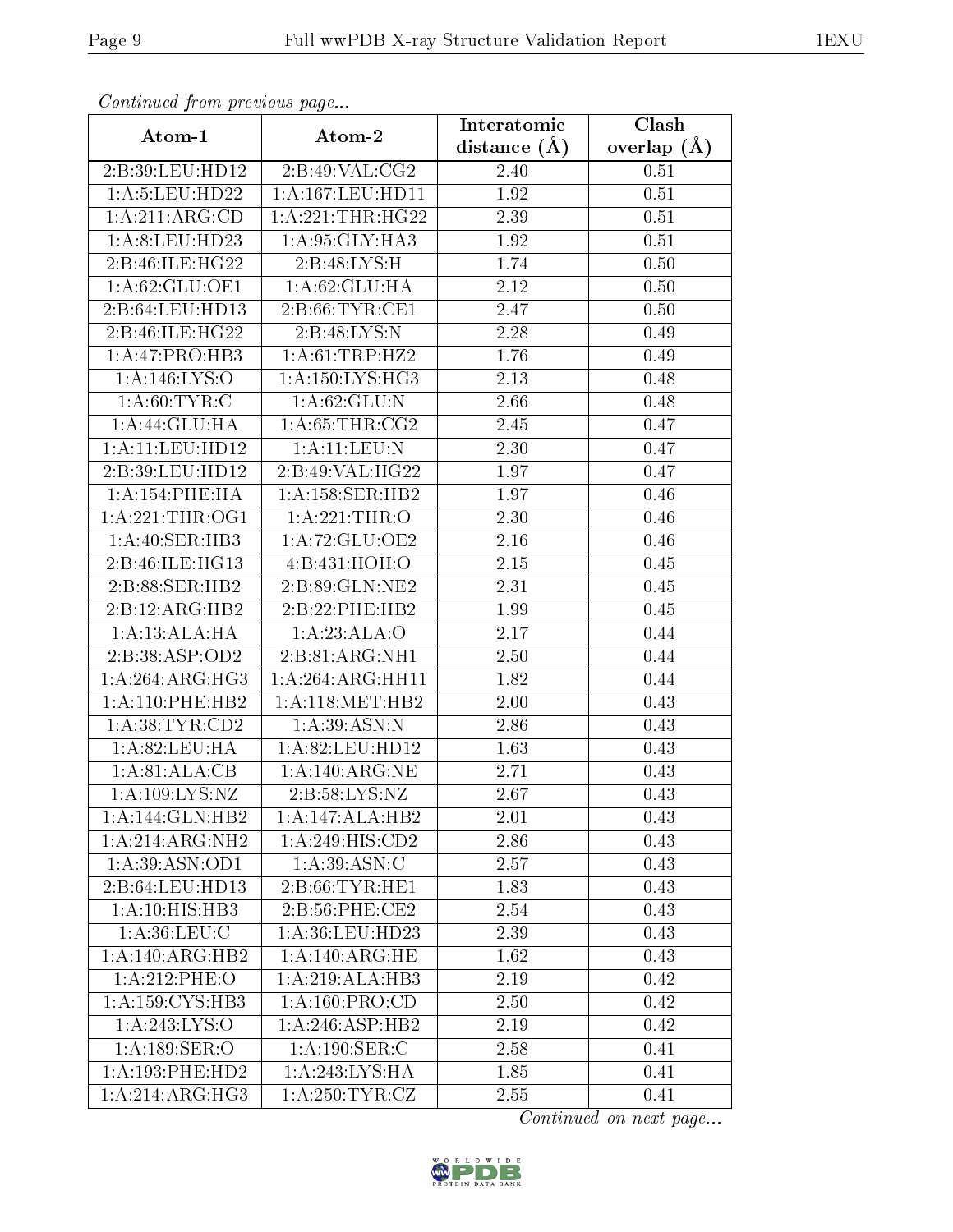*Continued from previous page...*

| Atom-1 | Atom-2 | Interatomic distance (Å) | Clash overlap (Å) |
| --- | --- | --- | --- |
| 2:B:39:LEU:HD12 | 2:B:49:VAL:CG2 | 2.40 | 0.51 |
| 1:A:5:LEU:HD22 | 1:A:167:LEU:HD11 | 1.92 | 0.51 |
| 1:A:211:ARG:CD | 1:A:221:THR:HG22 | 2.39 | 0.51 |
| 1:A:8:LEU:HD23 | 1:A:95:GLY:HA3 | 1.92 | 0.51 |
| 2:B:46:ILE:HG22 | 2:B:48:LYS:H | 1.74 | 0.50 |
| 1:A:62:GLU:OE1 | 1:A:62:GLU:HA | 2.12 | 0.50 |
| 2:B:64:LEU:HD13 | 2:B:66:TYR:CE1 | 2.47 | 0.50 |
| 2:B:46:ILE:HG22 | 2:B:48:LYS:N | 2.28 | 0.49 |
| 1:A:47:PRO:HB3 | 1:A:61:TRP:HZ2 | 1.76 | 0.49 |
| 1:A:146:LYS:O | 1:A:150:LYS:HG3 | 2.13 | 0.48 |
| 1:A:60:TYR:C | 1:A:62:GLU:N | 2.66 | 0.48 |
| 1:A:44:GLU:HA | 1:A:65:THR:CG2 | 2.45 | 0.47 |
| 1:A:11:LEU:HD12 | 1:A:11:LEU:N | 2.30 | 0.47 |
| 2:B:39:LEU:HD12 | 2:B:49:VAL:HG22 | 1.97 | 0.47 |
| 1:A:154:PHE:HA | 1:A:158:SER:HB2 | 1.97 | 0.46 |
| 1:A:221:THR:OG1 | 1:A:221:THR:O | 2.30 | 0.46 |
| 1:A:40:SER:HB3 | 1:A:72:GLU:OE2 | 2.16 | 0.46 |
| 2:B:46:ILE:HG13 | 4:B:431:HOH:O | 2.15 | 0.45 |
| 2:B:88:SER:HB2 | 2:B:89:GLN:NE2 | 2.31 | 0.45 |
| 2:B:12:ARG:HB2 | 2:B:22:PHE:HB2 | 1.99 | 0.45 |
| 1:A:13:ALA:HA | 1:A:23:ALA:O | 2.17 | 0.44 |
| 2:B:38:ASP:OD2 | 2:B:81:ARG:NH1 | 2.50 | 0.44 |
| 1:A:264:ARG:HG3 | 1:A:264:ARG:HH11 | 1.82 | 0.44 |
| 1:A:110:PHE:HB2 | 1:A:118:MET:HB2 | 2.00 | 0.43 |
| 1:A:38:TYR:CD2 | 1:A:39:ASN:N | 2.86 | 0.43 |
| 1:A:82:LEU:HA | 1:A:82:LEU:HD12 | 1.63 | 0.43 |
| 1:A:81:ALA:CB | 1:A:140:ARG:NE | 2.71 | 0.43 |
| 1:A:109:LYS:NZ | 2:B:58:LYS:NZ | 2.67 | 0.43 |
| 1:A:144:GLN:HB2 | 1:A:147:ALA:HB2 | 2.01 | 0.43 |
| 1:A:214:ARG:NH2 | 1:A:249:HIS:CD2 | 2.86 | 0.43 |
| 1:A:39:ASN:OD1 | 1:A:39:ASN:C | 2.57 | 0.43 |
| 2:B:64:LEU:HD13 | 2:B:66:TYR:HE1 | 1.83 | 0.43 |
| 1:A:10:HIS:HB3 | 2:B:56:PHE:CE2 | 2.54 | 0.43 |
| 1:A:36:LEU:C | 1:A:36:LEU:HD23 | 2.39 | 0.43 |
| 1:A:140:ARG:HB2 | 1:A:140:ARG:HE | 1.62 | 0.43 |
| 1:A:212:PHE:O | 1:A:219:ALA:HB3 | 2.19 | 0.42 |
| 1:A:159:CYS:HB3 | 1:A:160:PRO:CD | 2.50 | 0.42 |
| 1:A:243:LYS:O | 1:A:246:ASP:HB2 | 2.19 | 0.42 |
| 1:A:189:SER:O | 1:A:190:SER:C | 2.58 | 0.41 |
| 1:A:193:PHE:HD2 | 1:A:243:LYS:HA | 1.85 | 0.41 |
| 1:A:214:ARG:HG3 | 1:A:250:TYR:CZ | 2.55 | 0.41 |

*Continued on next page...*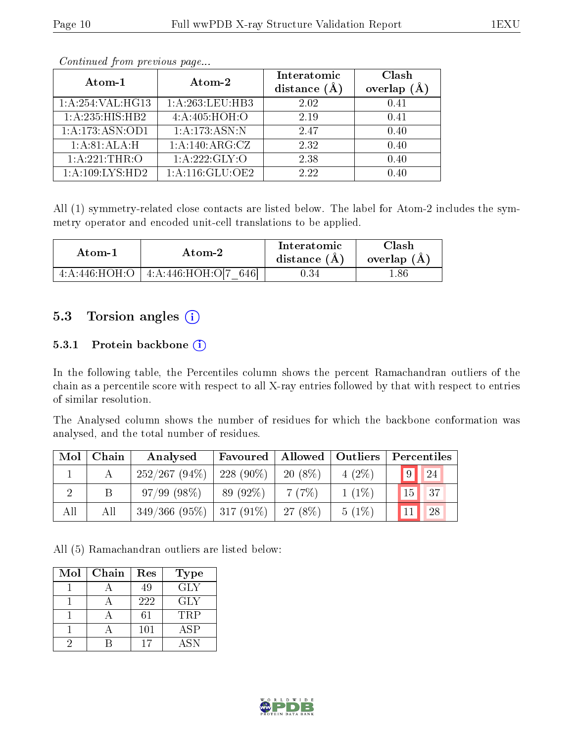*Continued from previous page...*

| Atom-1 | Atom-2 | Interatomic distance (Å) | Clash overlap (Å) |
|---|---|---|---|
| 1:A:254:VAL:HG13 | 1:A:263:LEU:HB3 | 2.02 | 0.41 |
| 1:A:235:HIS:HB2 | 4:A:405:HOH:O | 2.19 | 0.41 |
| 1:A:173:ASN:OD1 | 1:A:173:ASN:N | 2.47 | 0.40 |
| 1:A:81:ALA:H | 1:A:140:ARG:CZ | 2.32 | 0.40 |
| 1:A:221:THR:O | 1:A:222:GLY:O | 2.38 | 0.40 |
| 1:A:109:LYS:HD2 | 1:A:116:GLU:OE2 | 2.22 | 0.40 |

All (1) symmetry-related close contacts are listed below. The label for Atom-2 includes the symmetry operator and encoded unit-cell translations to be applied.

| Atom-1 | Atom-2 | Interatomic distance (Å) | Clash overlap (Å) |
|---|---|---|---|
| 4:A:446:HOH:O | 4:A:446:HOH:O[7_646] | 0.34 | 1.86 |

## 5.3 Torsion angles

### 5.3.1 Protein backbone

In the following table, the Percentiles column shows the percent Ramachandran outliers of the chain as a percentile score with respect to all X-ray entries followed by that with respect to entries of similar resolution.

The Analysed column shows the number of residues for which the backbone conformation was analysed, and the total number of residues.

| Mol | Chain | Analysed | Favoured | Allowed | Outliers | Percentiles | |
|---|---|---|---|---|---|---|---|
| 1 | A | 252/267 (94%) | 228 (90%) | 20 (8%) | 4 (2%) | 9 | 24 |
| 2 | B | 97/99 (98%) | 89 (92%) | 7 (7%) | 1 (1%) | 15 | 37 |
| All | All | 349/366 (95%) | 317 (91%) | 27 (8%) | 5 (1%) | 11 | 28 |

All (5) Ramachandran outliers are listed below:

| Mol | Chain | Res | Type |
|---|---|---|---|
| 1 | A | 49 | GLY |
| 1 | A | 222 | GLY |
| 1 | A | 61 | TRP |
| 1 | A | 101 | ASP |
| 2 | B | 17 | ASN |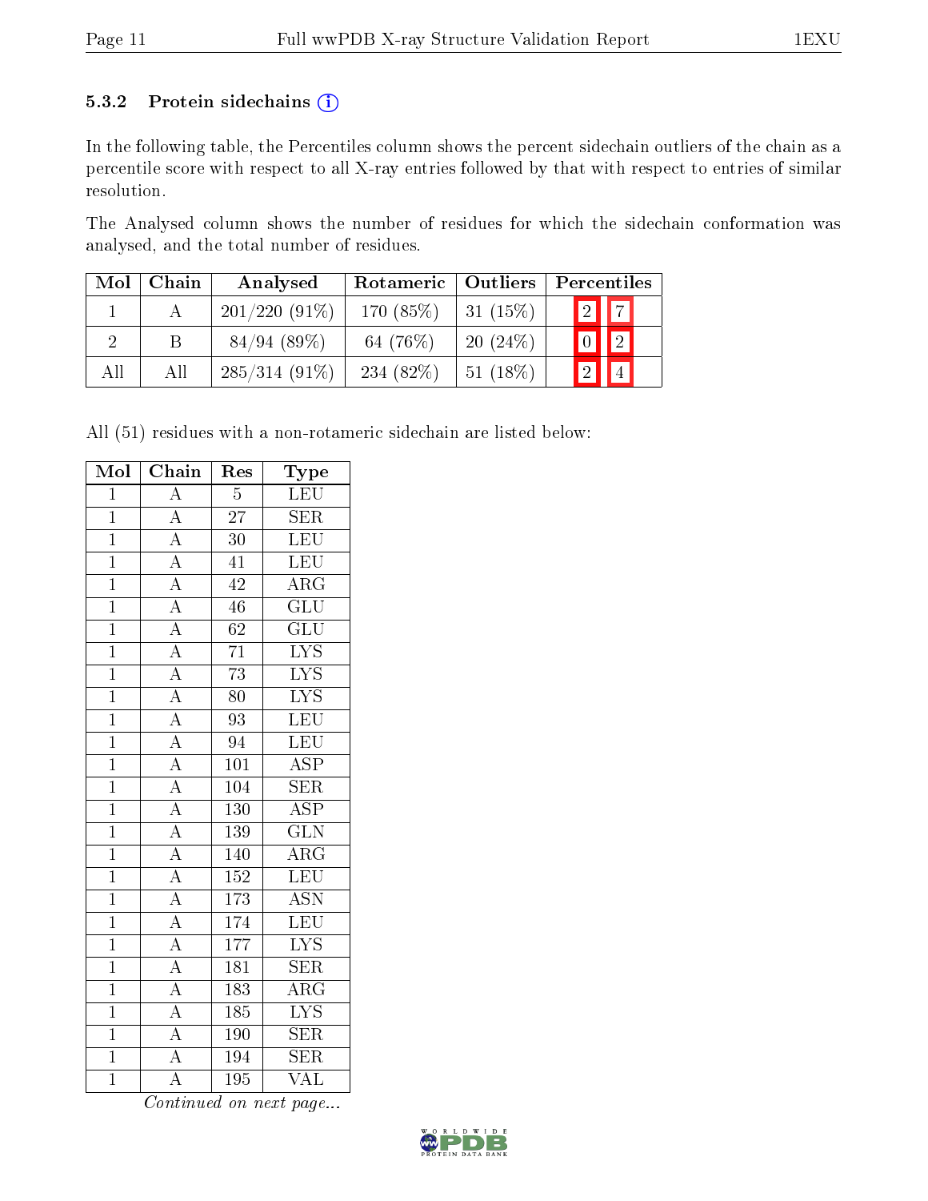### 5.3.2 Protein sidechains (i)

In the following table, the Percentiles column shows the percent sidechain outliers of the chain as a percentile score with respect to all X-ray entries followed by that with respect to entries of similar resolution.

The Analysed column shows the number of residues for which the sidechain conformation was analysed, and the total number of residues.

| Mol | Chain | Analysed | Rotameric | Outliers | Percentiles | |
|---|---|---|---|---|---|---|
| 1 | A | 201/220 (91%) | 170 (85%) | 31 (15%) | 2 | 7 |
| 2 | B | 84/94 (89%) | 64 (76%) | 20 (24%) | 0 | 2 |
| All | All | 285/314 (91%) | 234 (82%) | 51 (18%) | 2 | 4 |

All (51) residues with a non-rotameric sidechain are listed below:

| Mol | Chain | Res | Type |
|---|---|---|---|
| 1 | A | 5 | LEU |
| 1 | A | 27 | SER |
| 1 | A | 30 | LEU |
| 1 | A | 41 | LEU |
| 1 | A | 42 | ARG |
| 1 | A | 46 | GLU |
| 1 | A | 62 | GLU |
| 1 | A | 71 | LYS |
| 1 | A | 73 | LYS |
| 1 | A | 80 | LYS |
| 1 | A | 93 | LEU |
| 1 | A | 94 | LEU |
| 1 | A | 101 | ASP |
| 1 | A | 104 | SER |
| 1 | A | 130 | ASP |
| 1 | A | 139 | GLN |
| 1 | A | 140 | ARG |
| 1 | A | 152 | LEU |
| 1 | A | 173 | ASN |
| 1 | A | 174 | LEU |
| 1 | A | 177 | LYS |
| 1 | A | 181 | SER |
| 1 | A | 183 | ARG |
| 1 | A | 185 | LYS |
| 1 | A | 190 | SER |
| 1 | A | 194 | SER |
| 1 | A | 195 | VAL |

*Continued on next page...*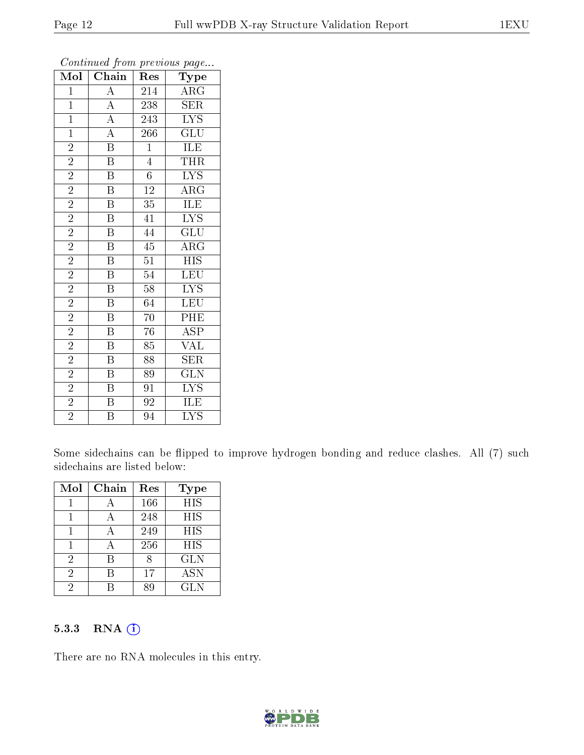*Continued from previous page...*

| Mol | Chain | Res | Type |
|---|---|---|---|
| 1 | A | 214 | ARG |
| 1 | A | 238 | SER |
| 1 | A | 243 | LYS |
| 1 | A | 266 | GLU |
| 2 | B | 1 | ILE |
| 2 | B | 4 | THR |
| 2 | B | 6 | LYS |
| 2 | B | 12 | ARG |
| 2 | B | 35 | ILE |
| 2 | B | 41 | LYS |
| 2 | B | 44 | GLU |
| 2 | B | 45 | ARG |
| 2 | B | 51 | HIS |
| 2 | B | 54 | LEU |
| 2 | B | 58 | LYS |
| 2 | B | 64 | LEU |
| 2 | B | 70 | PHE |
| 2 | B | 76 | ASP |
| 2 | B | 85 | VAL |
| 2 | B | 88 | SER |
| 2 | B | 89 | GLN |
| 2 | B | 91 | LYS |
| 2 | B | 92 | ILE |
| 2 | B | 94 | LYS |

Some sidechains can be flipped to improve hydrogen bonding and reduce clashes. All (7) such sidechains are listed below:

| Mol | Chain | Res | Type |
|---|---|---|---|
| 1 | A | 166 | HIS |
| 1 | A | 248 | HIS |
| 1 | A | 249 | HIS |
| 1 | A | 256 | HIS |
| 2 | B | 8 | GLN |
| 2 | B | 17 | ASN |
| 2 | B | 89 | GLN |

### 5.3.3 RNA

There are no RNA molecules in this entry.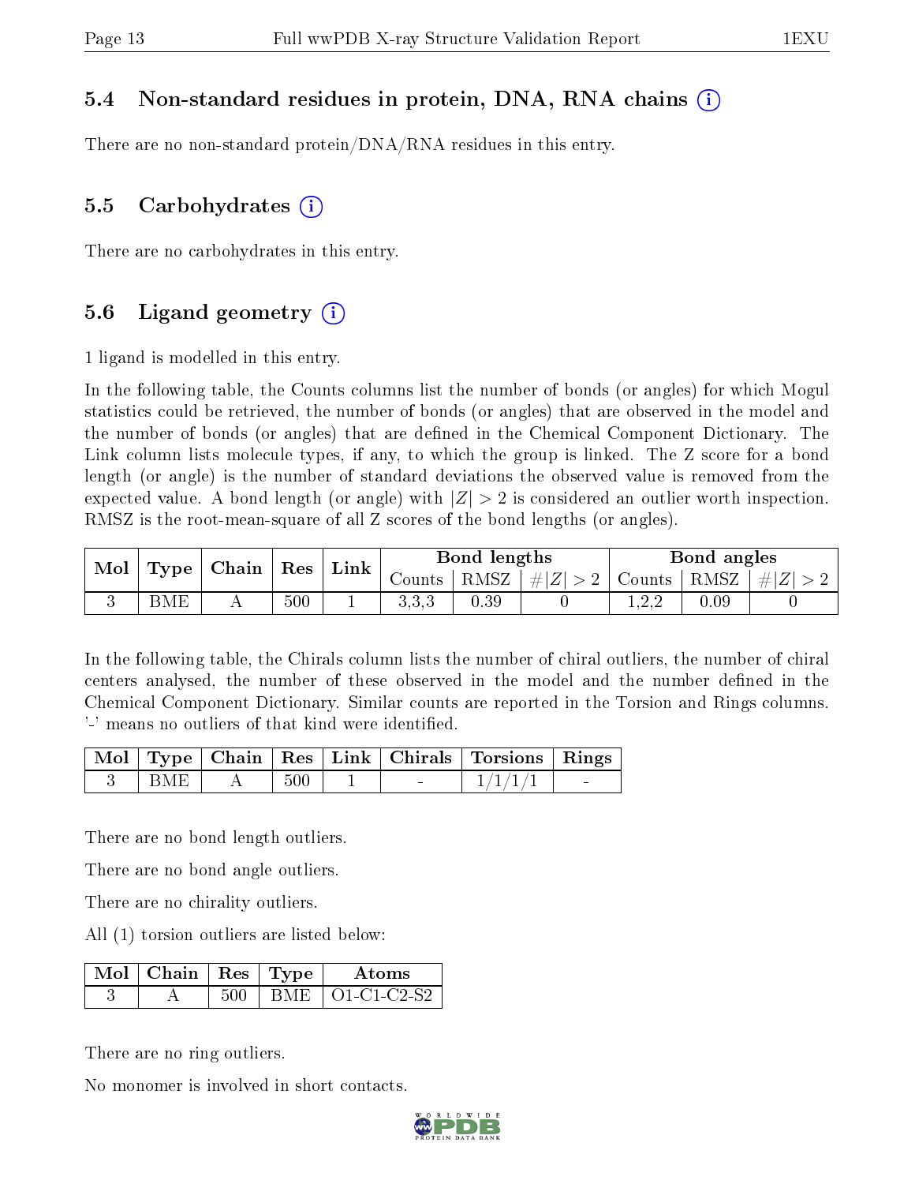### 5.4 Non-standard residues in protein, DNA, RNA chains

There are no non-standard protein/DNA/RNA residues in this entry.

### 5.5 Carbohydrates

There are no carbohydrates in this entry.

### 5.6 Ligand geometry

1 ligand is modelled in this entry.

In the following table, the Counts columns list the number of bonds (or angles) for which Mogul statistics could be retrieved, the number of bonds (or angles) that are observed in the model and the number of bonds (or angles) that are defined in the Chemical Component Dictionary. The Link column lists molecule types, if any, to which the group is linked. The Z score for a bond length (or angle) is the number of standard deviations the observed value is removed from the expected value. A bond length (or angle) with $|Z| > 2$ is considered an outlier worth inspection. RMSZ is the root-mean-square of all Z scores of the bond lengths (or angles).

| Mol | Type | Chain | Res | Link | Bond lengths | | | Bond angles | | |
|---|---|---|---|---|---|---|---|---|---|---|
| | | | | | Counts | RMSZ | $\#\|Z\| > 2$ | Counts | RMSZ | $\#\|Z\| > 2$ |
| 3 | BME | A | 500 | 1 | 3,3,3 | 0.39 | 0 | 1,2,2 | 0.09 | 0 |

In the following table, the Chirals column lists the number of chiral outliers, the number of chiral centers analysed, the number of these observed in the model and the number defined in the Chemical Component Dictionary. Similar counts are reported in the Torsion and Rings columns. '-' means no outliers of that kind were identified.

| Mol | Type | Chain | Res | Link | Chirals | Torsions | Rings |
|---|---|---|---|---|---|---|---|
| 3 | BME | A | 500 | 1 | - | 1/1/1/1 | - |

There are no bond length outliers.

There are no bond angle outliers.

There are no chirality outliers.

All (1) torsion outliers are listed below:

| Mol | Chain | Res | Type | Atoms |
|---|---|---|---|---|
| 3 | A | 500 | BME | O1-C1-C2-S2 |

There are no ring outliers.

No monomer is involved in short contacts.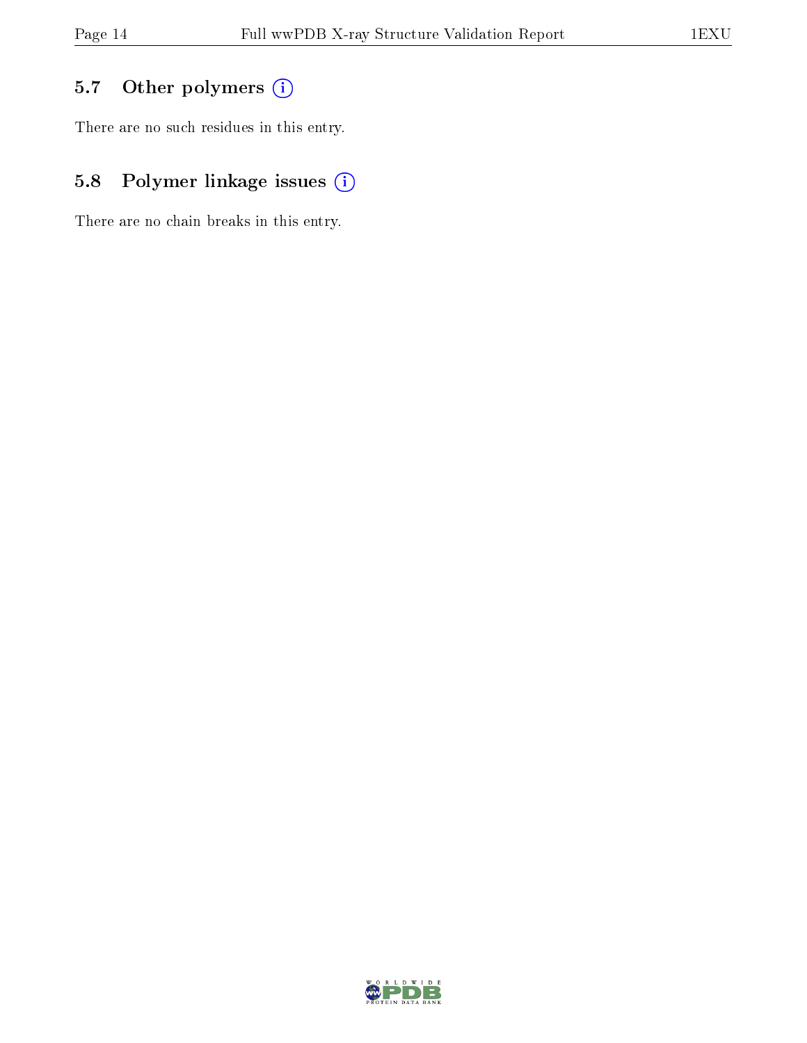### 5.7 Other polymers

There are no such residues in this entry.

### 5.8 Polymer linkage issues

There are no chain breaks in this entry.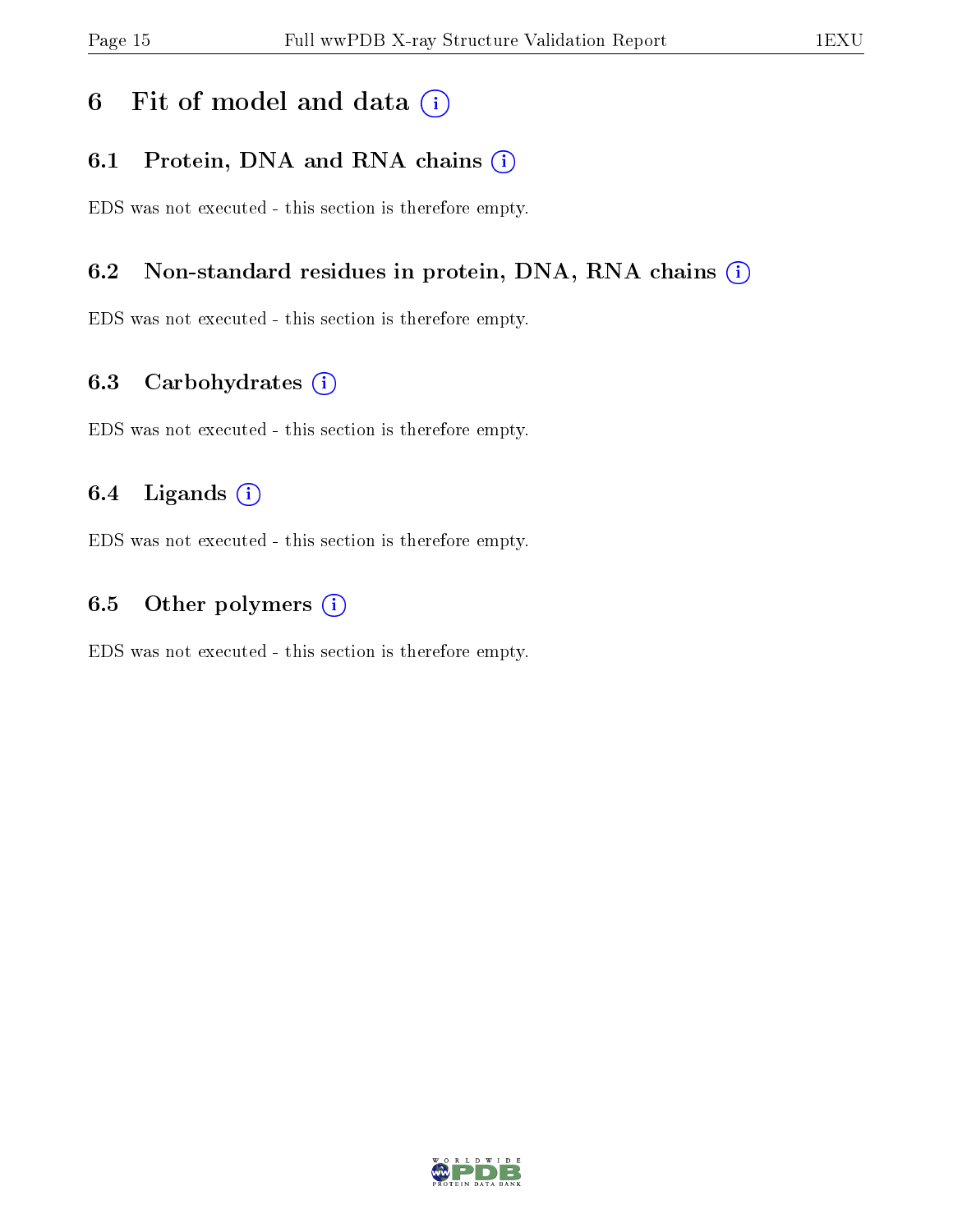# 6 Fit of model and data

## 6.1 Protein, DNA and RNA chains

EDS was not executed - this section is therefore empty.

## 6.2 Non-standard residues in protein, DNA, RNA chains

EDS was not executed - this section is therefore empty.

## 6.3 Carbohydrates

EDS was not executed - this section is therefore empty.

## 6.4 Ligands

EDS was not executed - this section is therefore empty.

## 6.5 Other polymers

EDS was not executed - this section is therefore empty.